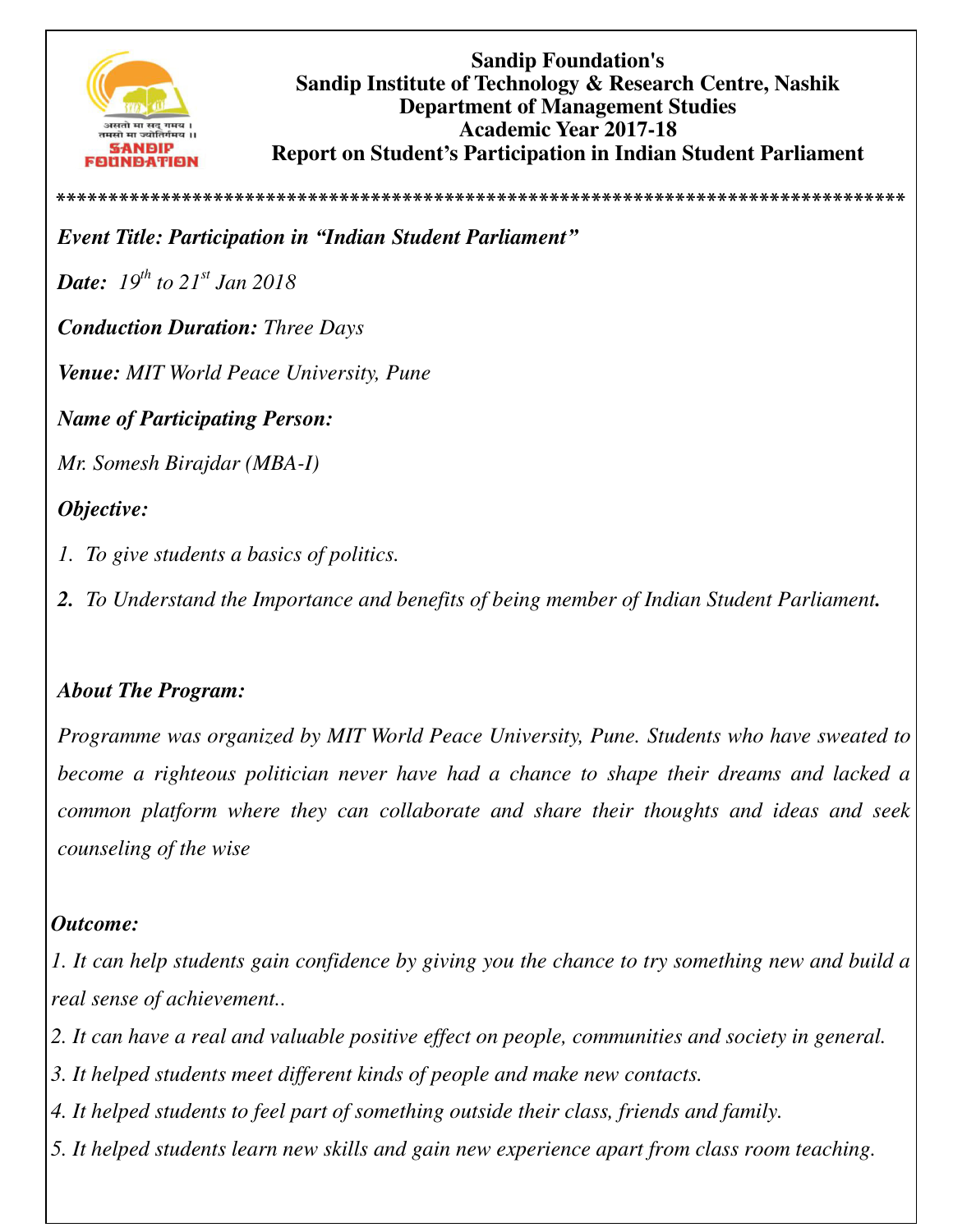**Sandip Foundation's**
**Sandip Institute of Technology & Research Centre, Nashik**
**Department of Management Studies**
**Academic Year 2017-18**
**Report on Student's Participation in Indian Student Parliament**

*******************************************************************************

***Event Title: Participation in "Indian Student Parliament"***

***Date:*** *19th to 21st Jan 2018*

***Conduction Duration:*** *Three Days*

***Venue:*** *MIT World Peace University, Pune*

***Name of Participating Person:***

*Mr. Somesh Birajdar (MBA-I)*

***Objective:***

1. *To give students a basics of politics.*
2. *To Understand the Importance and benefits of being member of Indian Student Parliament.*

***About The Program:***

*Programme was organized by MIT World Peace University, Pune. Students who have sweated to become a righteous politician never have had a chance to shape their dreams and lacked a common platform where they can collaborate and share their thoughts and ideas and seek counseling of the wise*

***Outcome:***

1. *It can help students gain confidence by giving you the chance to try something new and build a real sense of achievement..*
2. *It can have a real and valuable positive effect on people, communities and society in general.*
3. *It helped students meet different kinds of people and make new contacts.*
4. *It helped students to feel part of something outside their class, friends and family.*
5. *It helped students learn new skills and gain new experience apart from class room teaching.*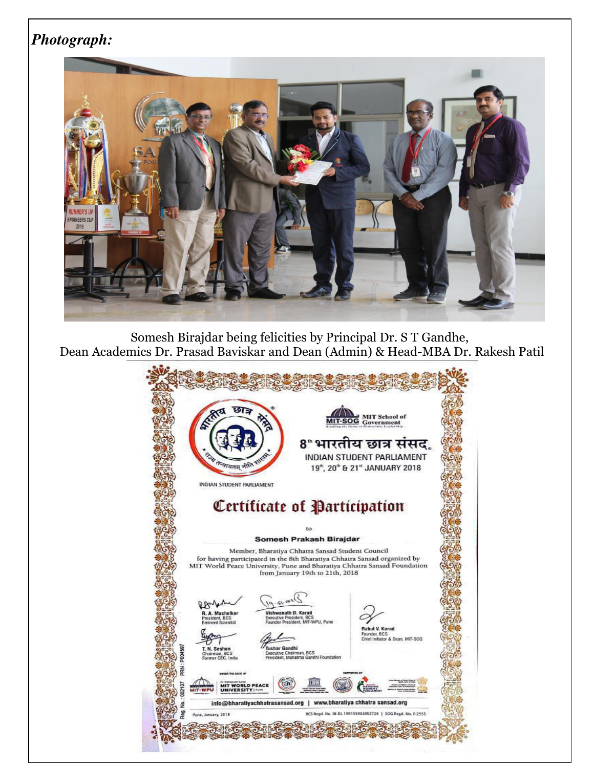***Photograph:***

Somesh Birajdar being felicities by Principal Dr. S T Gandhe,
Dean Academics Dr. Prasad Baviskar and Dean (Admin) & Head-MBA Dr. Rakesh Patil

भारतीय छात्र संसद

राज्य तन्त्रायतम् नीति शास्त्रम्

INDIAN STUDENT PARLIAMENT

MIT-SOG MIT School of Government

8th भारतीय छात्र संसद

INDIAN STUDENT PARLIAMENT

19th, 20th & 21st JANUARY 2018

# Certificate of Participation

to

**Somesh Prakash Birajdar**

Member, Bharatiya Chhatra Sansad Student Council
for having participated in the 8th Bharatiya Chhatra Sansad organized by
MIT World Peace University, Pune and Bharatiya Chhatra Sansad Foundation
from January 19th to 21th, 2018

**R. A. Mashelkar**
President, BCS
Eminent Scientist

**Vishwanath D. Karad**
Executive President, BCS
Founder President, MIT-WPU, Pune

**Rahul V. Karad**
Founder, BCS
Chief Initiator & Dean, MIT-SOG

**T. N. Seshan**
Chairman, BCS
Former CEC, India

**Tushar Gandhi**
Executive Chairman, BCS
President, Mahatma Gandhi Foundation

UNDER THE AEGIS OF

MIT-WPU

MIT WORLD PEACE UNIVERSITY | PUNE

SUPPORTED BY

NATIONAL WOMEN'S PARLIAMENT

info@bharatiyachhatrasansad.org | www.bharatiya chhatra sansad.org

Pune, January, 2018

BCS Regd. No. IN-DL 19915590495372K | SOG Regd. No. F-2555

Reg. No.: 002107 PRN: P004597